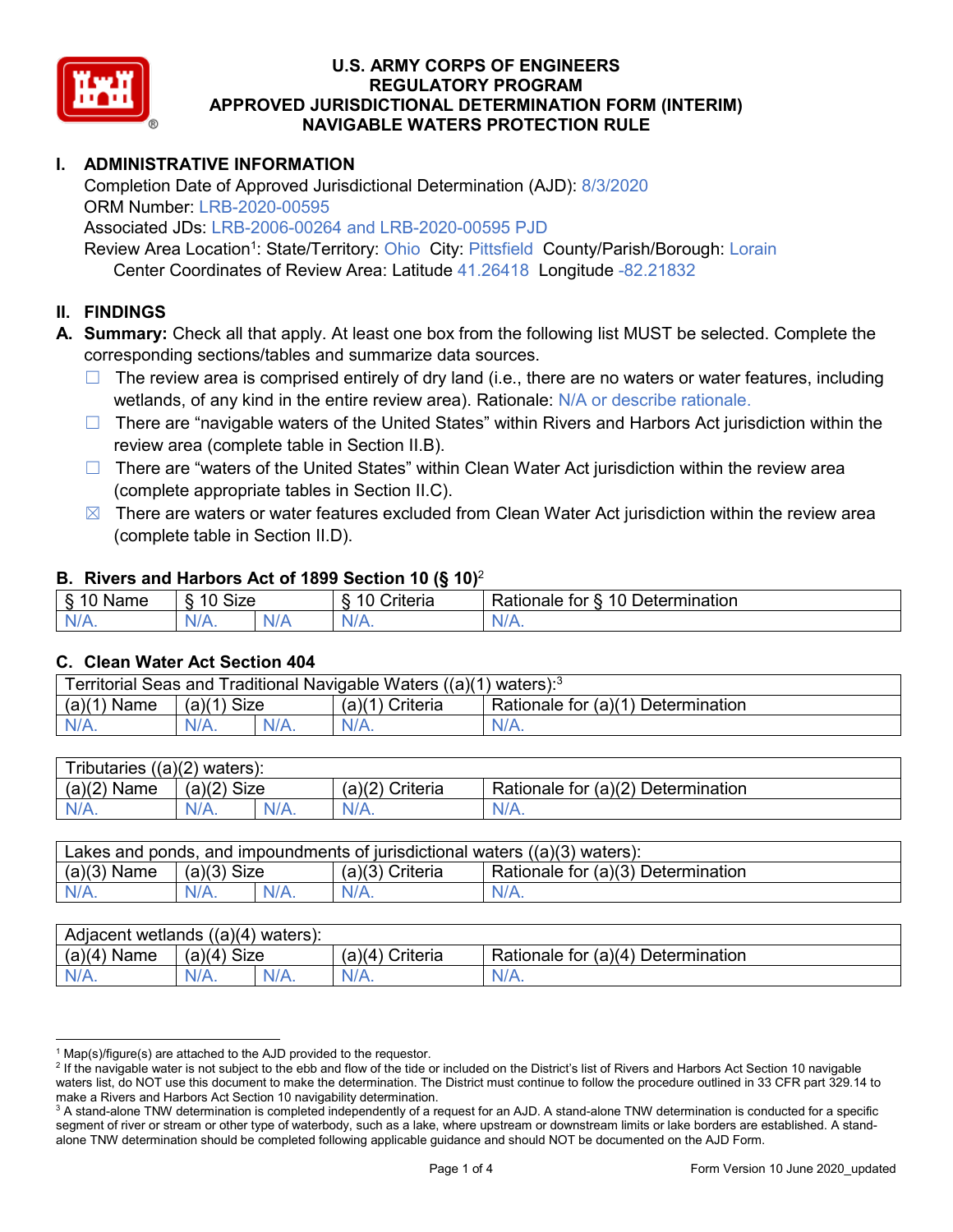# U.S. ARMY CORPS OF ENGINEERS
# REGULATORY PROGRAM
# APPROVED JURISDICTIONAL DETERMINATION FORM (INTERIM)
# NAVIGABLE WATERS PROTECTION RULE

## I. ADMINISTRATIVE INFORMATION

Completion Date of Approved Jurisdictional Determination (AJD): 8/3/2020
ORM Number: LRB-2020-00595
Associated JDs: LRB-2006-00264 and LRB-2020-00595 PJD
Review Area Location[1]: State/Territory: Ohio City: Pittsfield County/Parish/Borough: Lorain
Center Coordinates of Review Area: Latitude 41.26418 Longitude -82.21832

## II. FINDINGS

**A. Summary:** Check all that apply. At least one box from the following list MUST be selected. Complete the corresponding sections/tables and summarize data sources.

- ☐ The review area is comprised entirely of dry land (i.e., there are no waters or water features, including wetlands, of any kind in the entire review area). Rationale: N/A or describe rationale.
- ☐ There are "navigable waters of the United States" within Rivers and Harbors Act jurisdiction within the review area (complete table in Section II.B).
- ☐ There are "waters of the United States" within Clean Water Act jurisdiction within the review area (complete appropriate tables in Section II.C).
- ☒ There are waters or water features excluded from Clean Water Act jurisdiction within the review area (complete table in Section II.D).

### B. Rivers and Harbors Act of 1899 Section 10 (§ 10)[2]

| § 10 Name | § 10 Size | | § 10 Criteria | Rationale for § 10 Determination |
|---|---|---|---|---|
| N/A. | N/A. | N/A | N/A. | N/A. |

### C. Clean Water Act Section 404

| Territorial Seas and Traditional Navigable Waters ((a)(1) waters):[3] | | | | |
|---|---|---|---|---|
| (a)(1) Name | (a)(1) Size | | (a)(1) Criteria | Rationale for (a)(1) Determination |
| N/A. | N/A. | N/A. | N/A. | N/A. |

| Tributaries ((a)(2) waters): | | | | |
|---|---|---|---|---|
| (a)(2) Name | (a)(2) Size | | (a)(2) Criteria | Rationale for (a)(2) Determination |
| N/A. | N/A. | N/A. | N/A. | N/A. |

| Lakes and ponds, and impoundments of jurisdictional waters ((a)(3) waters): | | | | |
|---|---|---|---|---|
| (a)(3) Name | (a)(3) Size | | (a)(3) Criteria | Rationale for (a)(3) Determination |
| N/A. | N/A. | N/A. | N/A. | N/A. |

| Adjacent wetlands ((a)(4) waters): | | | | |
|---|---|---|---|---|
| (a)(4) Name | (a)(4) Size | | (a)(4) Criteria | Rationale for (a)(4) Determination |
| N/A. | N/A. | N/A. | N/A. | N/A. |

---

[1] Map(s)/figure(s) are attached to the AJD provided to the requestor.

[2] If the navigable water is not subject to the ebb and flow of the tide or included on the District's list of Rivers and Harbors Act Section 10 navigable waters list, do NOT use this document to make the determination. The District must continue to follow the procedure outlined in 33 CFR part 329.14 to make a Rivers and Harbors Act Section 10 navigability determination.

[3] A stand-alone TNW determination is completed independently of a request for an AJD. A stand-alone TNW determination is conducted for a specific segment of river or stream or other type of waterbody, such as a lake, where upstream or downstream limits or lake borders are established. A stand-alone TNW determination should be completed following applicable guidance and should NOT be documented on the AJD Form.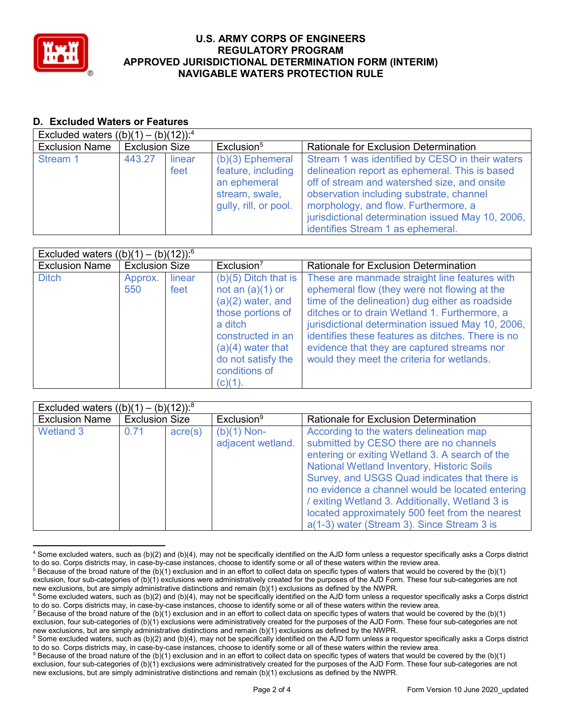## D. Excluded Waters or Features

| Excluded waters ((b)(1) – (b)(12)):[4] | | | | |
|---|---|---|---|---|
| Exclusion Name | Exclusion Size | | Exclusion[5] | Rationale for Exclusion Determination |
| Stream 1 | 443.27 | linear feet | (b)(3) Ephemeral feature, including an ephemeral stream, swale, gully, rill, or pool. | Stream 1 was identified by CESO in their waters delineation report as ephemeral. This is based off of stream and watershed size, and onsite observation including substrate, channel morphology, and flow. Furthermore, a jurisdictional determination issued May 10, 2006, identifies Stream 1 as ephemeral. |

| Excluded waters ((b)(1) – (b)(12)):[6] | | | | |
|---|---|---|---|---|
| Exclusion Name | Exclusion Size | | Exclusion[7] | Rationale for Exclusion Determination |
| Ditch | Approx. 550 | linear feet | (b)(5) Ditch that is not an (a)(1) or (a)(2) water, and those portions of a ditch constructed in an (a)(4) water that do not satisfy the conditions of (c)(1). | These are manmade straight line features with ephemeral flow (they were not flowing at the time of the delineation) dug either as roadside ditches or to drain Wetland 1. Furthermore, a jurisdictional determination issued May 10, 2006, identifies these features as ditches. There is no evidence that they are captured streams nor would they meet the criteria for wetlands. |

| Excluded waters ((b)(1) – (b)(12)):[8] | | | | |
|---|---|---|---|---|
| Exclusion Name | Exclusion Size | | Exclusion[9] | Rationale for Exclusion Determination |
| Wetland 3 | 0.71 | acre(s) | (b)(1) Non-adjacent wetland. | According to the waters delineation map submitted by CESO there are no channels entering or exiting Wetland 3. A search of the National Wetland Inventory, Historic Soils Survey, and USGS Quad indicates that there is no evidence a channel would be located entering / exiting Wetland 3. Additionally, Wetland 3 is located approximately 500 feet from the nearest a(1-3) water (Stream 3). Since Stream 3 is |

[4] Some excluded waters, such as (b)(2) and (b)(4), may not be specifically identified on the AJD form unless a requestor specifically asks a Corps district to do so. Corps districts may, in case-by-case instances, choose to identify some or all of these waters within the review area.
[5] Because of the broad nature of the (b)(1) exclusion and in an effort to collect data on specific types of waters that would be covered by the (b)(1) exclusion, four sub-categories of (b)(1) exclusions were administratively created for the purposes of the AJD Form. These four sub-categories are not new exclusions, but are simply administrative distinctions and remain (b)(1) exclusions as defined by the NWPR.
[6] Some excluded waters, such as (b)(2) and (b)(4), may not be specifically identified on the AJD form unless a requestor specifically asks a Corps district to do so. Corps districts may, in case-by-case instances, choose to identify some or all of these waters within the review area.
[7] Because of the broad nature of the (b)(1) exclusion and in an effort to collect data on specific types of waters that would be covered by the (b)(1) exclusion, four sub-categories of (b)(1) exclusions were administratively created for the purposes of the AJD Form. These four sub-categories are not new exclusions, but are simply administrative distinctions and remain (b)(1) exclusions as defined by the NWPR.
[8] Some excluded waters, such as (b)(2) and (b)(4), may not be specifically identified on the AJD form unless a requestor specifically asks a Corps district to do so. Corps districts may, in case-by-case instances, choose to identify some or all of these waters within the review area.
[9] Because of the broad nature of the (b)(1) exclusion and in an effort to collect data on specific types of waters that would be covered by the (b)(1) exclusion, four sub-categories of (b)(1) exclusions were administratively created for the purposes of the AJD Form. These four sub-categories are not new exclusions, but are simply administrative distinctions and remain (b)(1) exclusions as defined by the NWPR.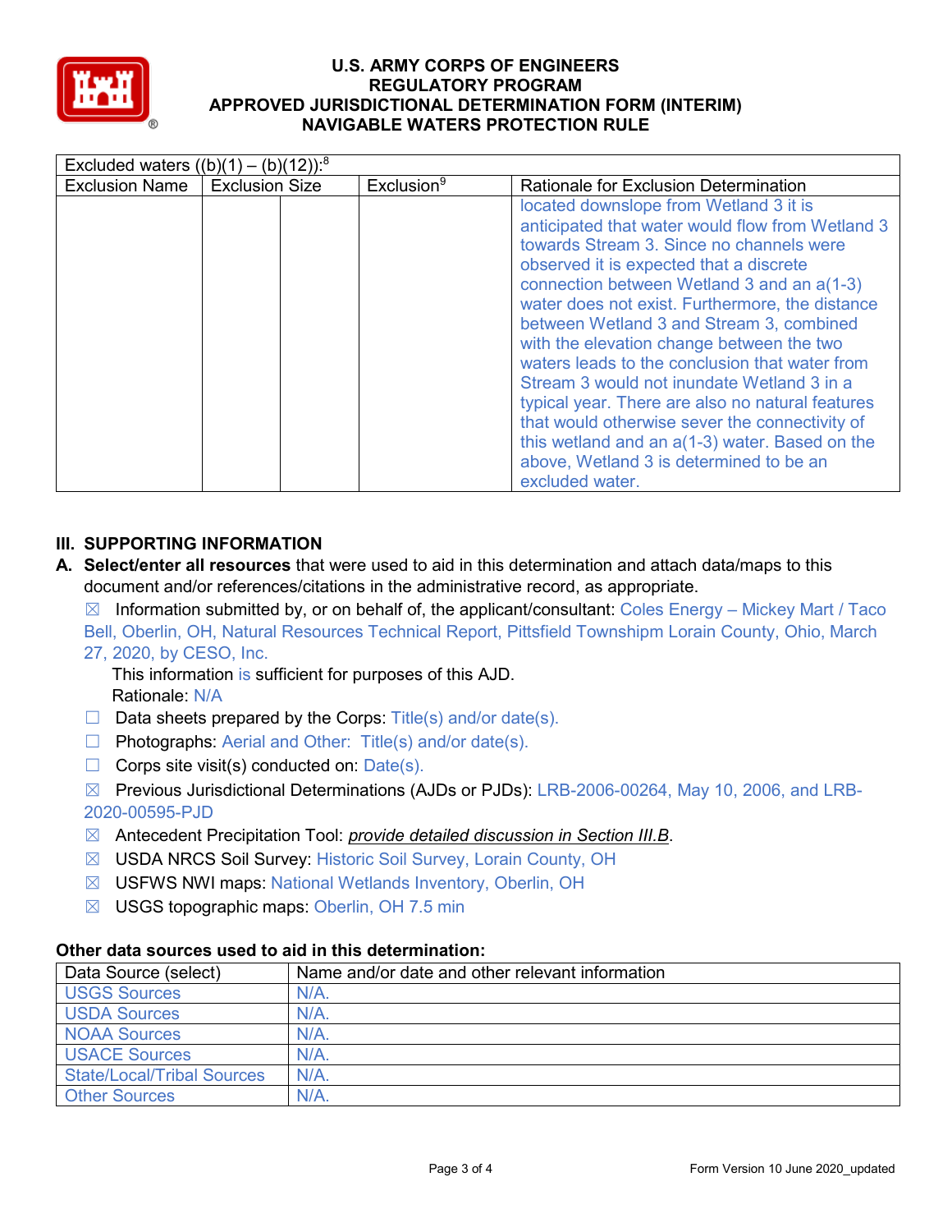| Excluded waters ((b)(1) – (b)(12)):[8] | | | |
|---|---|---|---|
| Exclusion Name | Exclusion Size | | Exclusion[9] | Rationale for Exclusion Determination |
| | | | | located downslope from Wetland 3 it is anticipated that water would flow from Wetland 3 towards Stream 3. Since no channels were observed it is expected that a discrete connection between Wetland 3 and an a(1-3) water does not exist. Furthermore, the distance between Wetland 3 and Stream 3, combined with the elevation change between the two waters leads to the conclusion that water from Stream 3 would not inundate Wetland 3 in a typical year. There are also no natural features that would otherwise sever the connectivity of this wetland and an a(1-3) water. Based on the above, Wetland 3 is determined to be an excluded water. |

## III. SUPPORTING INFORMATION

**A. Select/enter all resources** that were used to aid in this determination and attach data/maps to this document and/or references/citations in the administrative record, as appropriate.

☒ Information submitted by, or on behalf of, the applicant/consultant: Coles Energy – Mickey Mart / Taco Bell, Oberlin, OH, Natural Resources Technical Report, Pittsfield Townshipm Lorain County, Ohio, March 27, 2020, by CESO, Inc.

This information is sufficient for purposes of this AJD.
Rationale: N/A

☐ Data sheets prepared by the Corps: Title(s) and/or date(s).

☐ Photographs: Aerial and Other: Title(s) and/or date(s).

☐ Corps site visit(s) conducted on: Date(s).

☒ Previous Jurisdictional Determinations (AJDs or PJDs): LRB-2006-00264, May 10, 2006, and LRB-2020-00595-PJD

☒ Antecedent Precipitation Tool: *provide detailed discussion in Section III.B*.

☒ USDA NRCS Soil Survey: Historic Soil Survey, Lorain County, OH

☒ USFWS NWI maps: National Wetlands Inventory, Oberlin, OH

☒ USGS topographic maps: Oberlin, OH 7.5 min

### Other data sources used to aid in this determination:

| Data Source (select) | Name and/or date and other relevant information |
|---|---|
| USGS Sources | N/A. |
| USDA Sources | N/A. |
| NOAA Sources | N/A. |
| USACE Sources | N/A. |
| State/Local/Tribal Sources | N/A. |
| Other Sources | N/A. |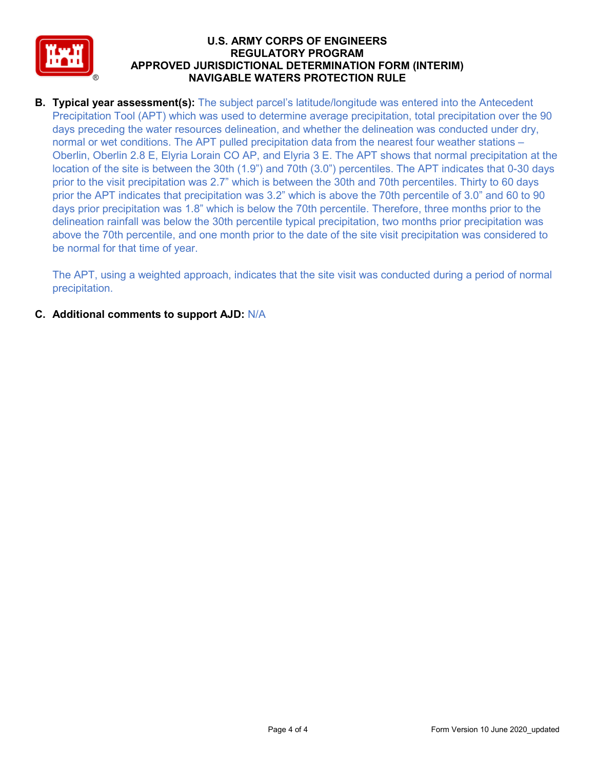**B. Typical year assessment(s):** The subject parcel's latitude/longitude was entered into the Antecedent Precipitation Tool (APT) which was used to determine average precipitation, total precipitation over the 90 days preceding the water resources delineation, and whether the delineation was conducted under dry, normal or wet conditions. The APT pulled precipitation data from the nearest four weather stations – Oberlin, Oberlin 2.8 E, Elyria Lorain CO AP, and Elyria 3 E. The APT shows that normal precipitation at the location of the site is between the 30th (1.9") and 70th (3.0") percentiles. The APT indicates that 0-30 days prior to the visit precipitation was 2.7" which is between the 30th and 70th percentiles. Thirty to 60 days prior the APT indicates that precipitation was 3.2" which is above the 70th percentile of 3.0" and 60 to 90 days prior precipitation was 1.8" which is below the 70th percentile. Therefore, three months prior to the delineation rainfall was below the 30th percentile typical precipitation, two months prior precipitation was above the 70th percentile, and one month prior to the date of the site visit precipitation was considered to be normal for that time of year.

The APT, using a weighted approach, indicates that the site visit was conducted during a period of normal precipitation.

**C. Additional comments to support AJD:** N/A